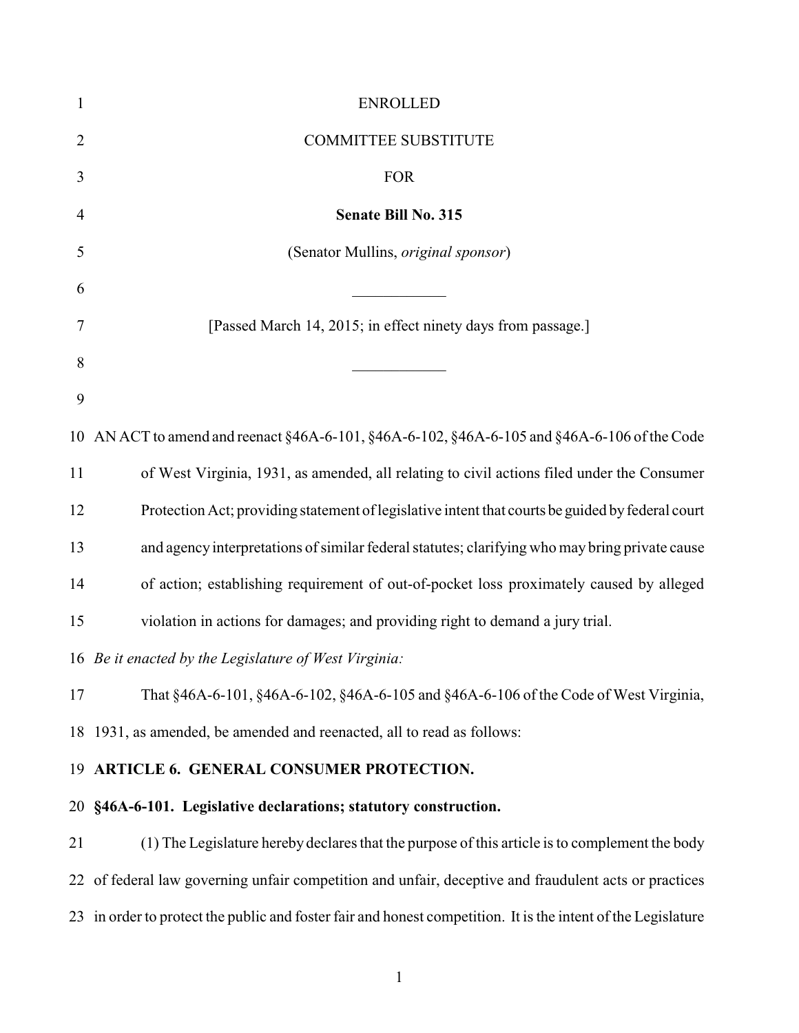ENROLLED

COMMITTEE SUBSTITUTE

FOR

**Senate Bill No. 315**

(Senator Mullins, *original sponsor*)

___________

[Passed March 14, 2015; in effect ninety days from passage.]

___________

AN ACT to amend and reenact §46A-6-101, §46A-6-102, §46A-6-105 and §46A-6-106 of the Code of West Virginia, 1931, as amended, all relating to civil actions filed under the Consumer Protection Act; providing statement of legislative intent that courts be guided by federal court and agency interpretations of similar federal statutes; clarifying who may bring private cause of action; establishing requirement of out-of-pocket loss proximately caused by alleged violation in actions for damages; and providing right to demand a jury trial.

*Be it enacted by the Legislature of West Virginia:*

That §46A-6-101, §46A-6-102, §46A-6-105 and §46A-6-106 of the Code of West Virginia, 1931, as amended, be amended and reenacted, all to read as follows:

**ARTICLE 6. GENERAL CONSUMER PROTECTION.**

**§46A-6-101. Legislative declarations; statutory construction.**

(1) The Legislature hereby declares that the purpose of this article is to complement the body of federal law governing unfair competition and unfair, deceptive and fraudulent acts or practices in order to protect the public and foster fair and honest competition. It is the intent of the Legislature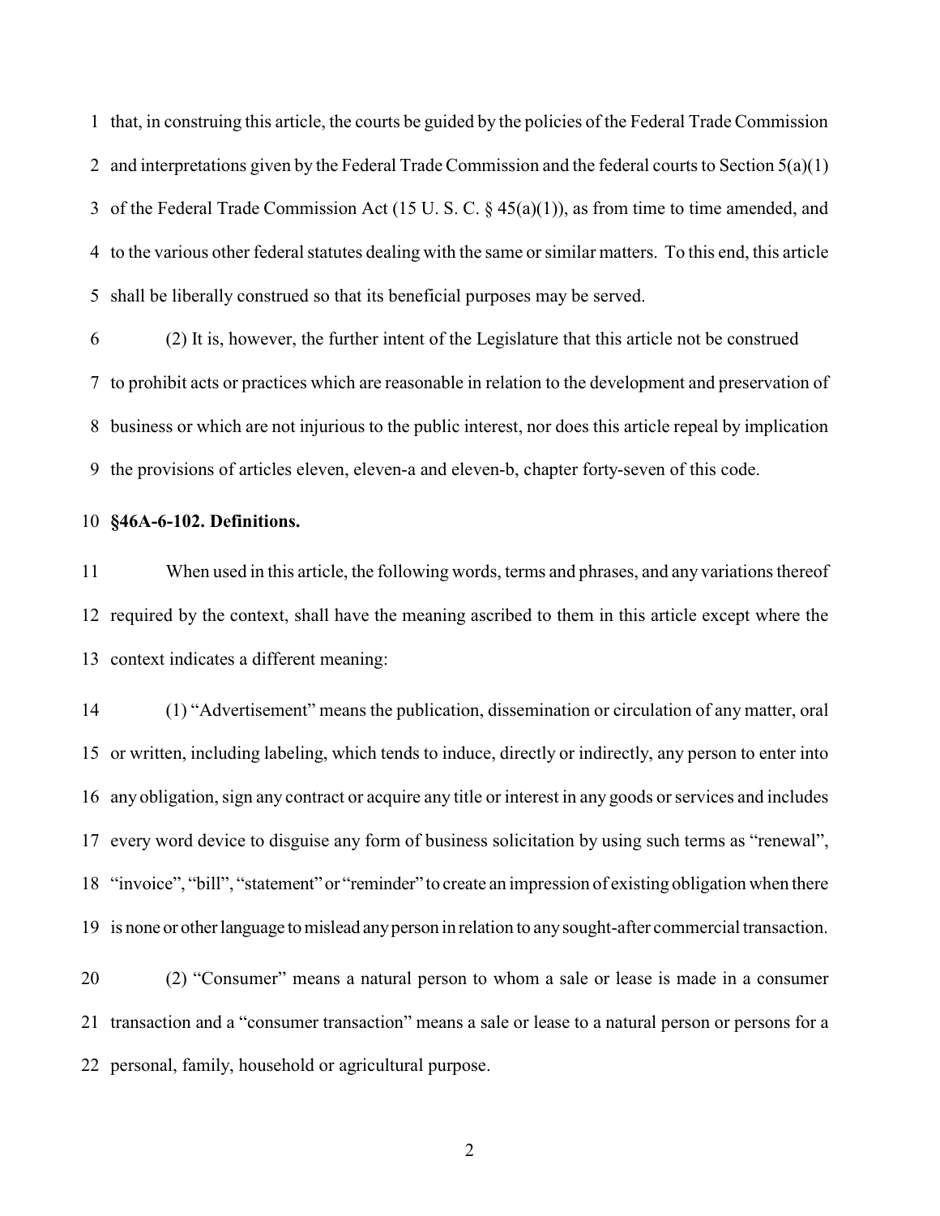that, in construing this article, the courts be guided by the policies of the Federal Trade Commission and interpretations given by the Federal Trade Commission and the federal courts to Section 5(a)(1) of the Federal Trade Commission Act (15 U. S. C. § 45(a)(1)), as from time to time amended, and to the various other federal statutes dealing with the same or similar matters. To this end, this article shall be liberally construed so that its beneficial purposes may be served.

(2) It is, however, the further intent of the Legislature that this article not be construed to prohibit acts or practices which are reasonable in relation to the development and preservation of business or which are not injurious to the public interest, nor does this article repeal by implication the provisions of articles eleven, eleven-a and eleven-b, chapter forty-seven of this code.

**§46A-6-102. Definitions.**

When used in this article, the following words, terms and phrases, and any variations thereof required by the context, shall have the meaning ascribed to them in this article except where the context indicates a different meaning:

(1) "Advertisement" means the publication, dissemination or circulation of any matter, oral or written, including labeling, which tends to induce, directly or indirectly, any person to enter into any obligation, sign any contract or acquire any title or interest in any goods or services and includes every word device to disguise any form of business solicitation by using such terms as "renewal", "invoice", "bill", "statement" or "reminder" to create an impression of existing obligation when there is none or other language to mislead any person in relation to any sought-after commercial transaction.

(2) "Consumer" means a natural person to whom a sale or lease is made in a consumer transaction and a "consumer transaction" means a sale or lease to a natural person or persons for a personal, family, household or agricultural purpose.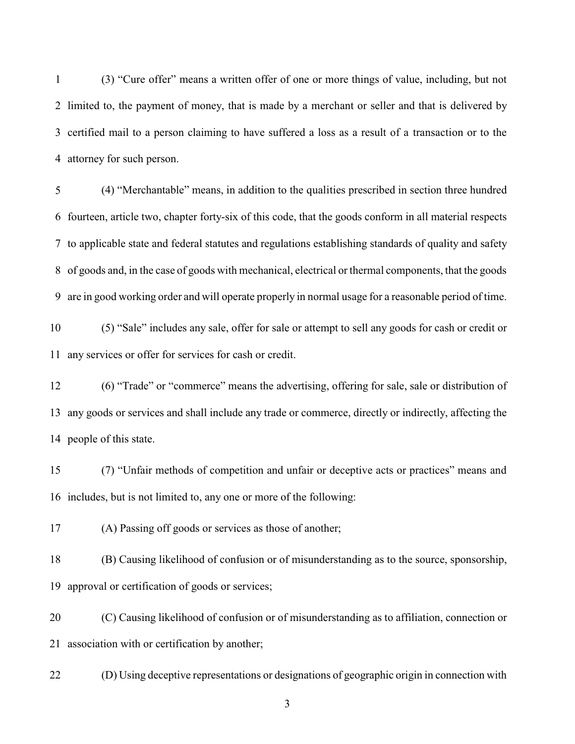(3) "Cure offer" means a written offer of one or more things of value, including, but not limited to, the payment of money, that is made by a merchant or seller and that is delivered by certified mail to a person claiming to have suffered a loss as a result of a transaction or to the attorney for such person.

(4) "Merchantable" means, in addition to the qualities prescribed in section three hundred fourteen, article two, chapter forty-six of this code, that the goods conform in all material respects to applicable state and federal statutes and regulations establishing standards of quality and safety of goods and, in the case of goods with mechanical, electrical or thermal components, that the goods are in good working order and will operate properly in normal usage for a reasonable period of time.

(5) "Sale" includes any sale, offer for sale or attempt to sell any goods for cash or credit or any services or offer for services for cash or credit.

(6) "Trade" or "commerce" means the advertising, offering for sale, sale or distribution of any goods or services and shall include any trade or commerce, directly or indirectly, affecting the people of this state.

(7) "Unfair methods of competition and unfair or deceptive acts or practices" means and includes, but is not limited to, any one or more of the following:

(A) Passing off goods or services as those of another;

(B) Causing likelihood of confusion or of misunderstanding as to the source, sponsorship, approval or certification of goods or services;

(C) Causing likelihood of confusion or of misunderstanding as to affiliation, connection or association with or certification by another;

(D) Using deceptive representations or designations of geographic origin in connection with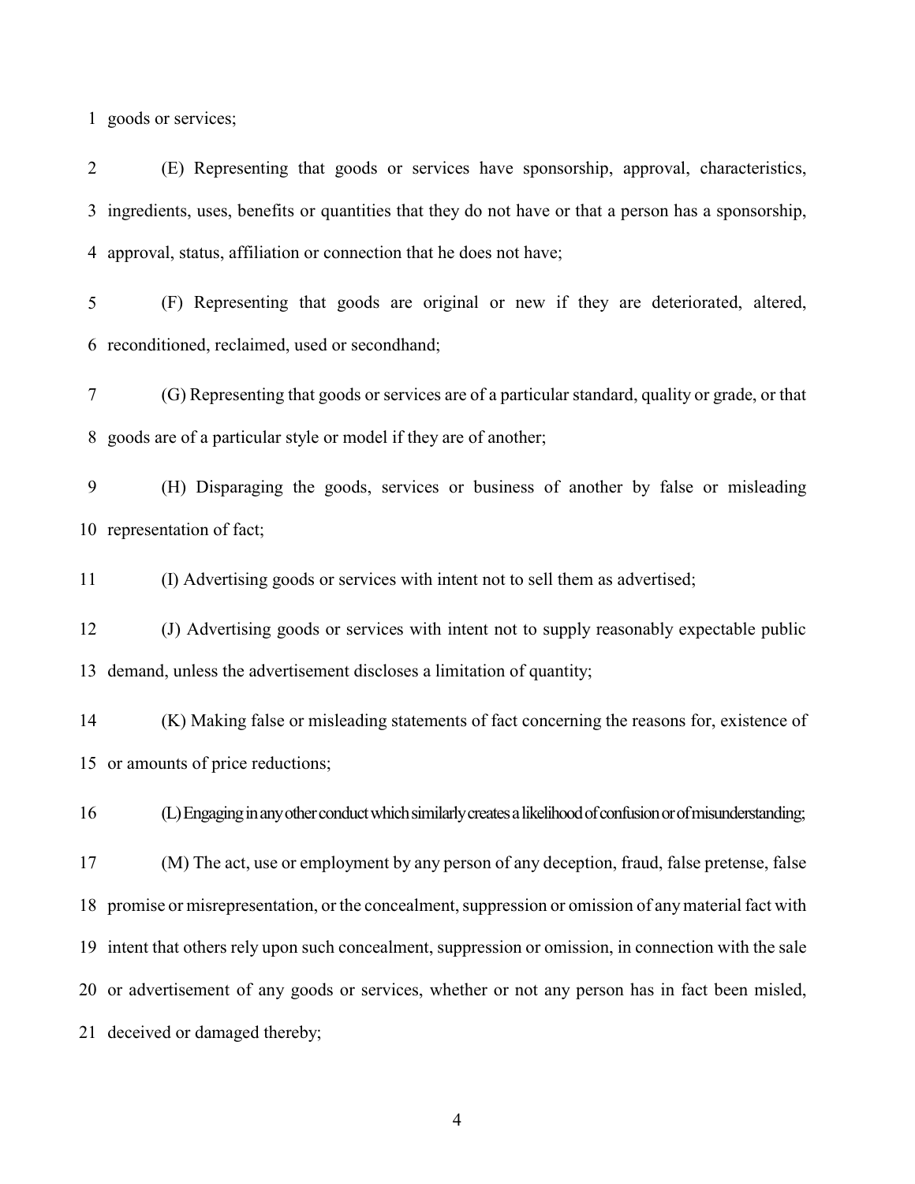goods or services;

(E) Representing that goods or services have sponsorship, approval, characteristics, ingredients, uses, benefits or quantities that they do not have or that a person has a sponsorship, approval, status, affiliation or connection that he does not have;

(F) Representing that goods are original or new if they are deteriorated, altered, reconditioned, reclaimed, used or secondhand;

(G) Representing that goods or services are of a particular standard, quality or grade, or that goods are of a particular style or model if they are of another;

(H) Disparaging the goods, services or business of another by false or misleading representation of fact;

(I) Advertising goods or services with intent not to sell them as advertised;

(J) Advertising goods or services with intent not to supply reasonably expectable public demand, unless the advertisement discloses a limitation of quantity;

(K) Making false or misleading statements of fact concerning the reasons for, existence of or amounts of price reductions;

(L) Engaging in any other conduct which similarly creates a likelihood of confusion or of misunderstanding;

(M) The act, use or employment by any person of any deception, fraud, false pretense, false promise or misrepresentation, or the concealment, suppression or omission of any material fact with intent that others rely upon such concealment, suppression or omission, in connection with the sale or advertisement of any goods or services, whether or not any person has in fact been misled, deceived or damaged thereby;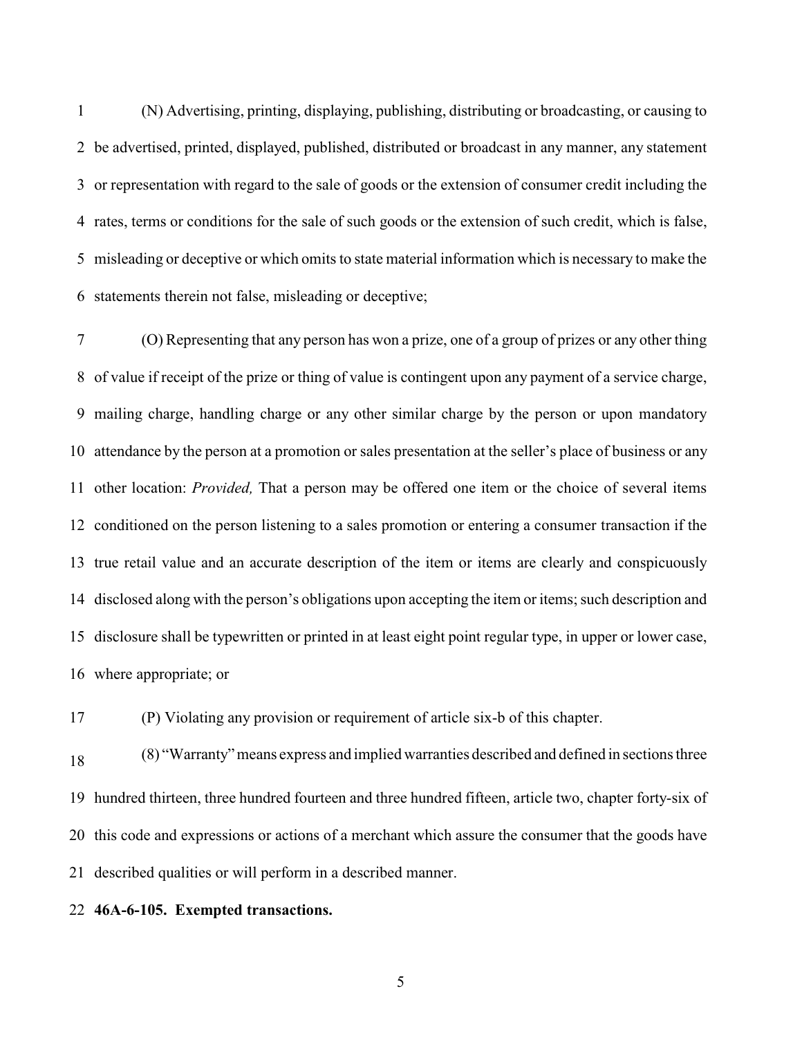(N) Advertising, printing, displaying, publishing, distributing or broadcasting, or causing to be advertised, printed, displayed, published, distributed or broadcast in any manner, any statement or representation with regard to the sale of goods or the extension of consumer credit including the rates, terms or conditions for the sale of such goods or the extension of such credit, which is false, misleading or deceptive or which omits to state material information which is necessary to make the statements therein not false, misleading or deceptive;

(O) Representing that any person has won a prize, one of a group of prizes or any other thing of value if receipt of the prize or thing of value is contingent upon any payment of a service charge, mailing charge, handling charge or any other similar charge by the person or upon mandatory attendance by the person at a promotion or sales presentation at the seller's place of business or any other location: *Provided,* That a person may be offered one item or the choice of several items conditioned on the person listening to a sales promotion or entering a consumer transaction if the true retail value and an accurate description of the item or items are clearly and conspicuously disclosed along with the person's obligations upon accepting the item or items; such description and disclosure shall be typewritten or printed in at least eight point regular type, in upper or lower case, where appropriate; or

(P) Violating any provision or requirement of article six-b of this chapter.

(8) "Warranty" means express and implied warranties described and defined in sections three hundred thirteen, three hundred fourteen and three hundred fifteen, article two, chapter forty-six of this code and expressions or actions of a merchant which assure the consumer that the goods have described qualities or will perform in a described manner.

**46A-6-105. Exempted transactions.**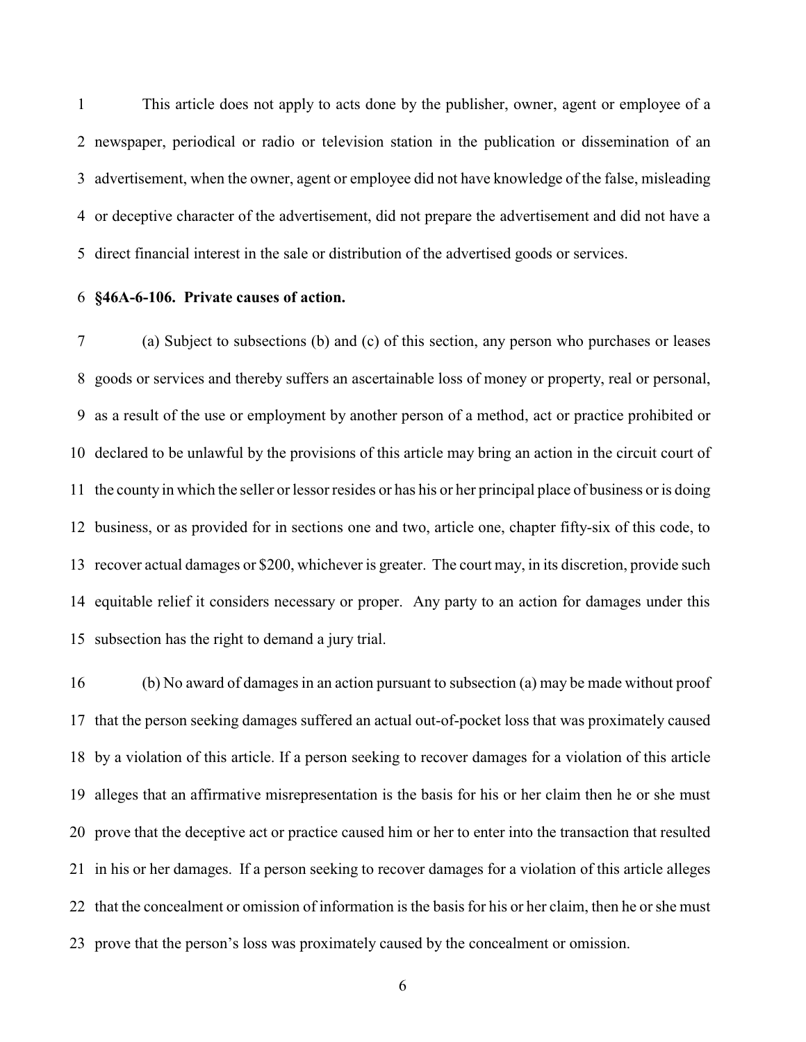This article does not apply to acts done by the publisher, owner, agent or employee of a newspaper, periodical or radio or television station in the publication or dissemination of an advertisement, when the owner, agent or employee did not have knowledge of the false, misleading or deceptive character of the advertisement, did not prepare the advertisement and did not have a direct financial interest in the sale or distribution of the advertised goods or services.

**§46A-6-106. Private causes of action.**

(a) Subject to subsections (b) and (c) of this section, any person who purchases or leases goods or services and thereby suffers an ascertainable loss of money or property, real or personal, as a result of the use or employment by another person of a method, act or practice prohibited or declared to be unlawful by the provisions of this article may bring an action in the circuit court of the county in which the seller or lessor resides or has his or her principal place of business or is doing business, or as provided for in sections one and two, article one, chapter fifty-six of this code, to recover actual damages or $200, whichever is greater. The court may, in its discretion, provide such equitable relief it considers necessary or proper. Any party to an action for damages under this subsection has the right to demand a jury trial.

(b) No award of damages in an action pursuant to subsection (a) may be made without proof that the person seeking damages suffered an actual out-of-pocket loss that was proximately caused by a violation of this article. If a person seeking to recover damages for a violation of this article alleges that an affirmative misrepresentation is the basis for his or her claim then he or she must prove that the deceptive act or practice caused him or her to enter into the transaction that resulted in his or her damages. If a person seeking to recover damages for a violation of this article alleges that the concealment or omission of information is the basis for his or her claim, then he or she must prove that the person's loss was proximately caused by the concealment or omission.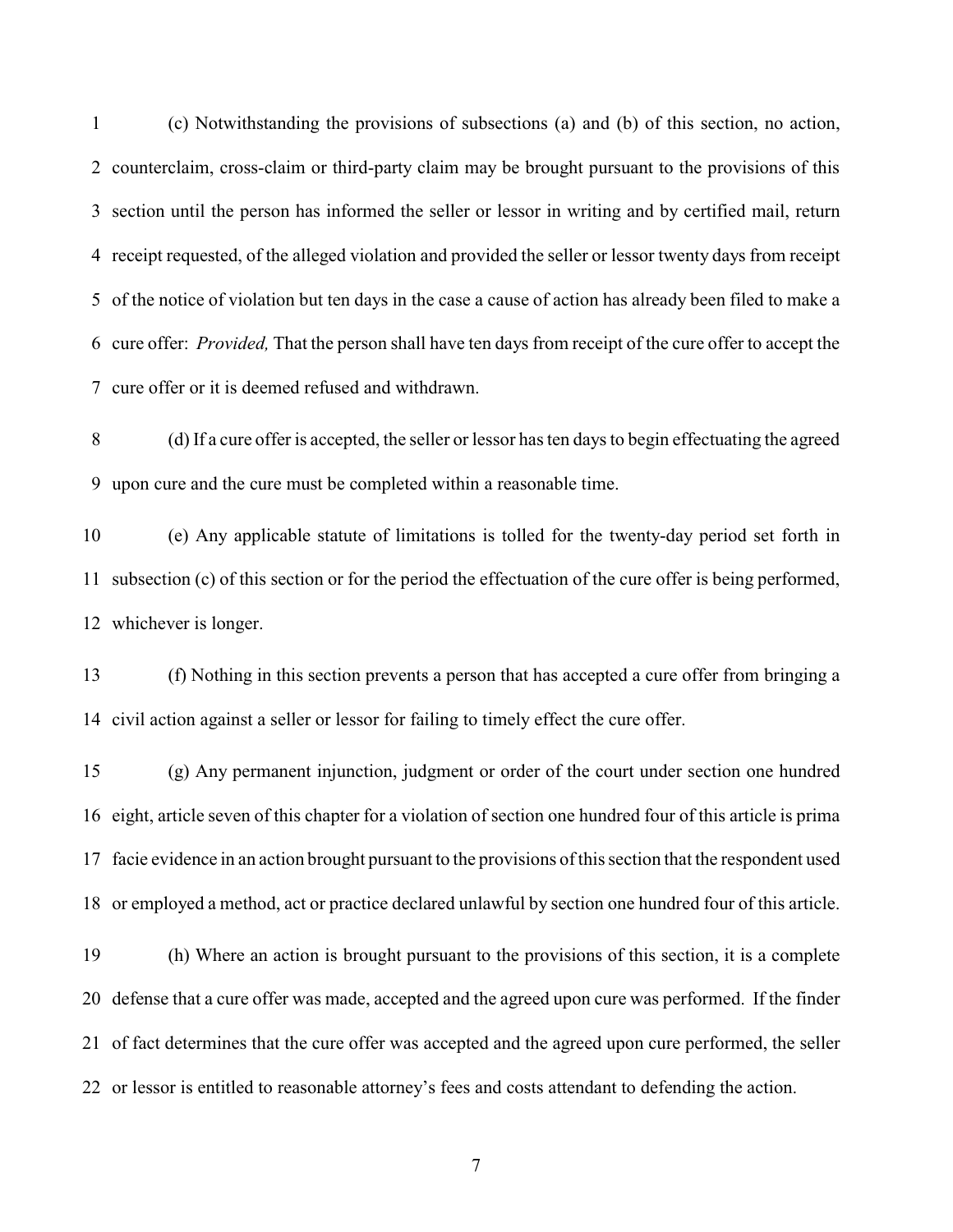(c) Notwithstanding the provisions of subsections (a) and (b) of this section, no action, counterclaim, cross-claim or third-party claim may be brought pursuant to the provisions of this section until the person has informed the seller or lessor in writing and by certified mail, return receipt requested, of the alleged violation and provided the seller or lessor twenty days from receipt of the notice of violation but ten days in the case a cause of action has already been filed to make a cure offer: *Provided,* That the person shall have ten days from receipt of the cure offer to accept the cure offer or it is deemed refused and withdrawn.

(d) If a cure offer is accepted, the seller or lessor has ten days to begin effectuating the agreed upon cure and the cure must be completed within a reasonable time.

(e) Any applicable statute of limitations is tolled for the twenty-day period set forth in subsection (c) of this section or for the period the effectuation of the cure offer is being performed, whichever is longer.

(f) Nothing in this section prevents a person that has accepted a cure offer from bringing a civil action against a seller or lessor for failing to timely effect the cure offer.

(g) Any permanent injunction, judgment or order of the court under section one hundred eight, article seven of this chapter for a violation of section one hundred four of this article is prima facie evidence in an action brought pursuant to the provisions of this section that the respondent used or employed a method, act or practice declared unlawful by section one hundred four of this article.

(h) Where an action is brought pursuant to the provisions of this section, it is a complete defense that a cure offer was made, accepted and the agreed upon cure was performed. If the finder of fact determines that the cure offer was accepted and the agreed upon cure performed, the seller or lessor is entitled to reasonable attorney's fees and costs attendant to defending the action.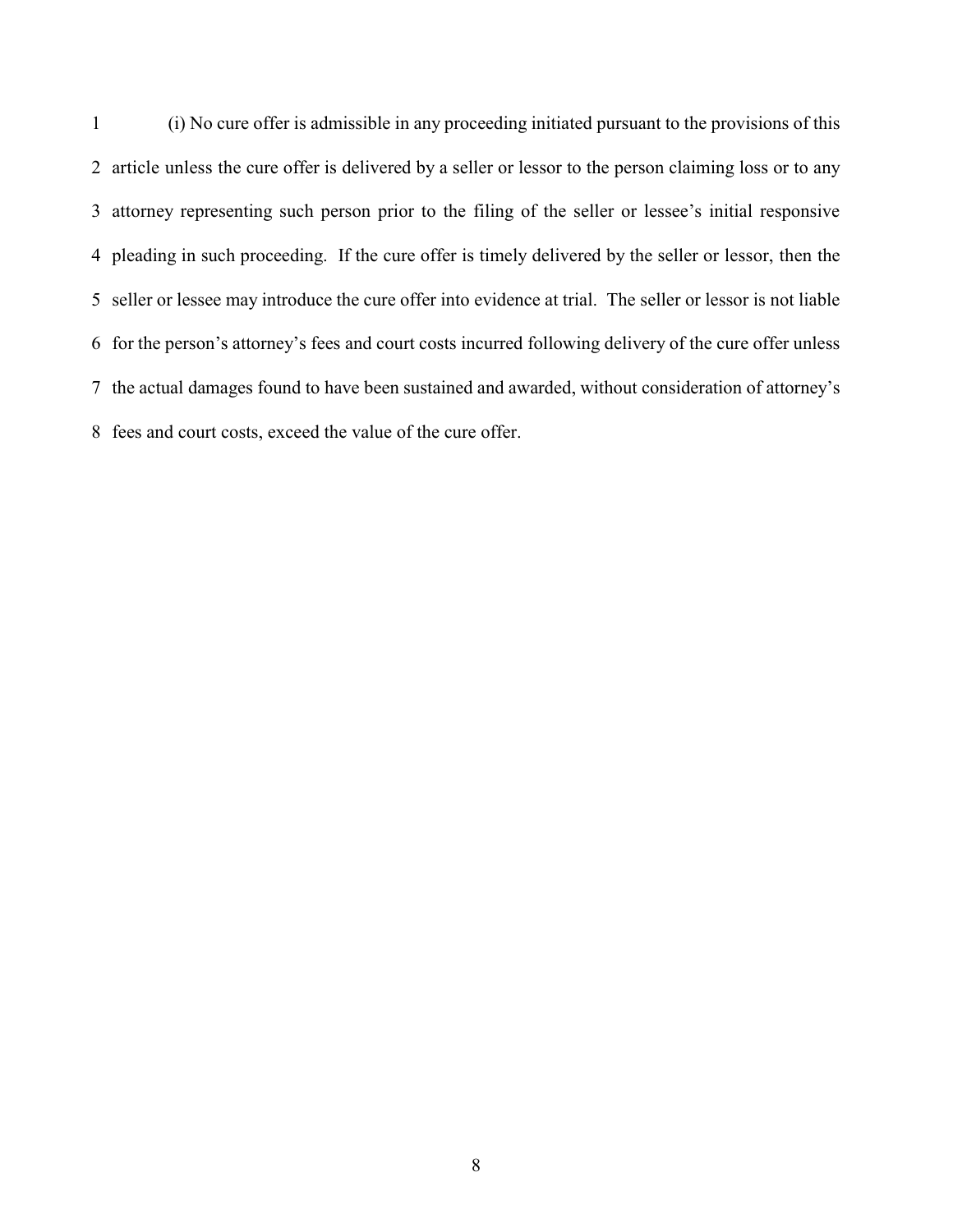(i) No cure offer is admissible in any proceeding initiated pursuant to the provisions of this article unless the cure offer is delivered by a seller or lessor to the person claiming loss or to any attorney representing such person prior to the filing of the seller or lessee's initial responsive pleading in such proceeding. If the cure offer is timely delivered by the seller or lessor, then the seller or lessee may introduce the cure offer into evidence at trial. The seller or lessor is not liable for the person's attorney's fees and court costs incurred following delivery of the cure offer unless the actual damages found to have been sustained and awarded, without consideration of attorney's fees and court costs, exceed the value of the cure offer.